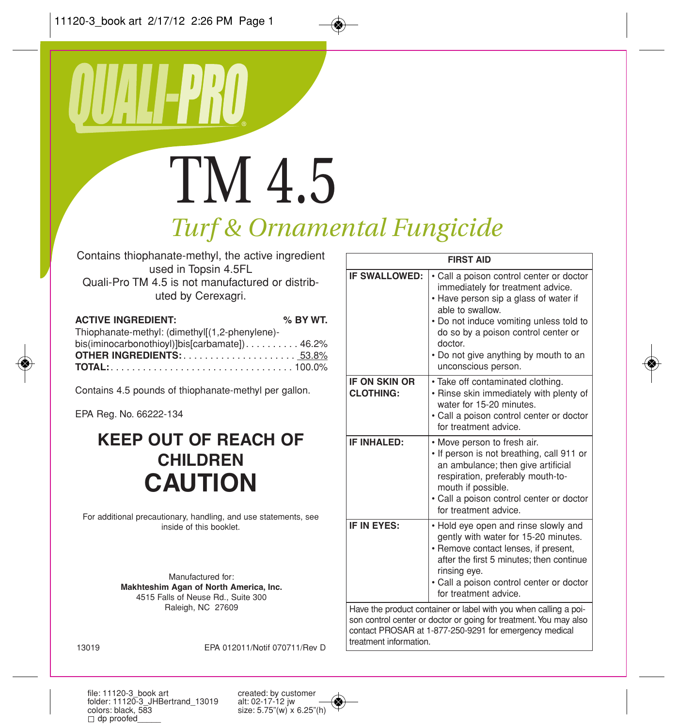# QUALI-PRO®

# TM 4.5

## *Turf & Ornamental Fungicide*

Contains thiophanate-methyl, the active ingredient used in Topsin 4.5FL
Quali-Pro TM 4.5 is not manufactured or distributed by Cerexagri.

| **ACTIVE INGREDIENT:** | **% BY WT.** |
|---|---|
| Thiophanate-methyl: (dimethyl[(1,2-phenylene)-bis(iminocarbonothioyl)]bis[carbamate]) | 46.2% |
| **OTHER INGREDIENTS:** | 53.8% |
| **TOTAL:** | 100.0% |

Contains 4.5 pounds of thiophanate-methyl per gallon.

EPA Reg. No. 66222-134

## KEEP OUT OF REACH OF CHILDREN

# CAUTION

For additional precautionary, handling, and use statements, see inside of this booklet.

Manufactured for:
**Makhteshim Agan of North America, Inc.**
4515 Falls of Neuse Rd., Suite 300
Raleigh, NC 27609

13019

EPA 012011/Notif 070711/Rev D

| **FIRST AID** | |
|---|---|
| **IF SWALLOWED:** | • Call a poison control center or doctor immediately for treatment advice. • Have person sip a glass of water if able to swallow. • Do not induce vomiting unless told to do so by a poison control center or doctor. • Do not give anything by mouth to an unconscious person. |
| **IF ON SKIN OR CLOTHING:** | • Take off contaminated clothing. • Rinse skin immediately with plenty of water for 15-20 minutes. • Call a poison control center or doctor for treatment advice. |
| **IF INHALED:** | • Move person to fresh air. • If person is not breathing, call 911 or an ambulance; then give artificial respiration, preferably mouth-to-mouth if possible. • Call a poison control center or doctor for treatment advice. |
| **IF IN EYES:** | • Hold eye open and rinse slowly and gently with water for 15-20 minutes. • Remove contact lenses, if present, after the first 5 minutes; then continue rinsing eye. • Call a poison control center or doctor for treatment advice. |
| Have the product container or label with you when calling a poison control center or doctor or going for treatment. You may also contact PROSAR at 1-877-250-9291 for emergency medical treatment information. | |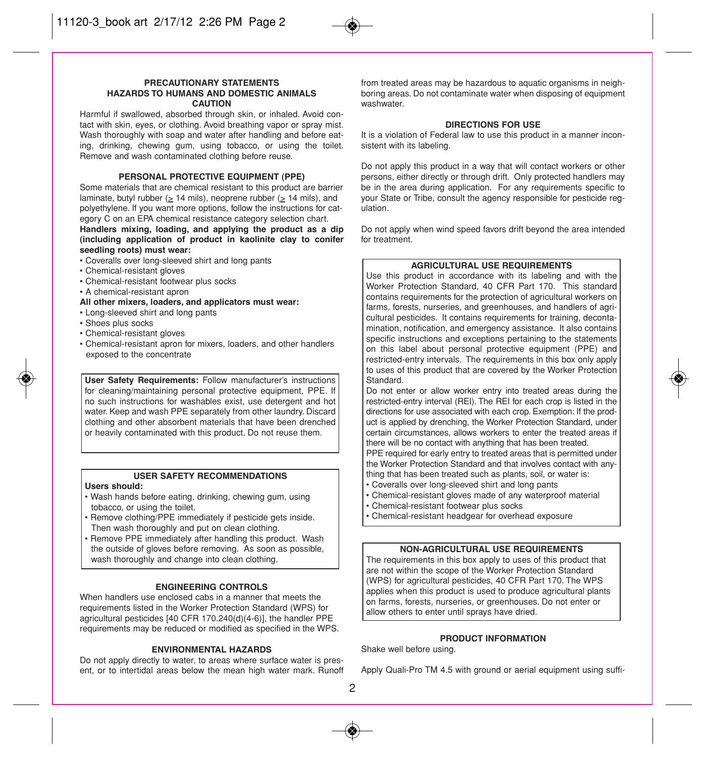## PRECAUTIONARY STATEMENTS

### HAZARDS TO HUMANS AND DOMESTIC ANIMALS

### CAUTION

Harmful if swallowed, absorbed through skin, or inhaled. Avoid contact with skin, eyes, or clothing. Avoid breathing vapor or spray mist. Wash thoroughly with soap and water after handling and before eating, drinking, chewing gum, using tobacco, or using the toilet. Remove and wash contaminated clothing before reuse.

### PERSONAL PROTECTIVE EQUIPMENT (PPE)

Some materials that are chemical resistant to this product are barrier laminate, butyl rubber (≥ 14 mils), neoprene rubber (≥ 14 mils), and polyethylene. If you want more options, follow the instructions for category C on an EPA chemical resistance category selection chart.

**Handlers mixing, loading, and applying the product as a dip (including application of product in kaolinite clay to conifer seedling roots) must wear:**

- Coveralls over long-sleeved shirt and long pants
- Chemical-resistant gloves
- Chemical-resistant footwear plus socks
- A chemical-resistant apron

**All other mixers, loaders, and applicators must wear:**

- Long-sleeved shirt and long pants
- Shoes plus socks
- Chemical-resistant gloves
- Chemical-resistant apron for mixers, loaders, and other handlers exposed to the concentrate

**User Safety Requirements:** Follow manufacturer's instructions for cleaning/maintaining personal protective equipment, PPE. If no such instructions for washables exist, use detergent and hot water. Keep and wash PPE separately from other laundry. Discard clothing and other absorbent materials that have been drenched or heavily contaminated with this product. Do not reuse them.

### USER SAFETY RECOMMENDATIONS

**Users should:**

- Wash hands before eating, drinking, chewing gum, using tobacco, or using the toilet.
- Remove clothing/PPE immediately if pesticide gets inside. Then wash thoroughly and put on clean clothing.
- Remove PPE immediately after handling this product. Wash the outside of gloves before removing. As soon as possible, wash thoroughly and change into clean clothing.

### ENGINEERING CONTROLS

When handlers use enclosed cabs in a manner that meets the requirements listed in the Worker Protection Standard (WPS) for agricultural pesticides [40 CFR 170.240(d)(4-6)], the handler PPE requirements may be reduced or modified as specified in the WPS.

### ENVIRONMENTAL HAZARDS

Do not apply directly to water, to areas where surface water is present, or to intertidal areas below the mean high water mark. Runoff from treated areas may be hazardous to aquatic organisms in neighboring areas. Do not contaminate water when disposing of equipment washwater.

## DIRECTIONS FOR USE

It is a violation of Federal law to use this product in a manner inconsistent with its labeling.

Do not apply this product in a way that will contact workers or other persons, either directly or through drift. Only protected handlers may be in the area during application. For any requirements specific to your State or Tribe, consult the agency responsible for pesticide regulation.

Do not apply when wind speed favors drift beyond the area intended for treatment.

### AGRICULTURAL USE REQUIREMENTS

Use this product in accordance with its labeling and with the Worker Protection Standard, 40 CFR Part 170. This standard contains requirements for the protection of agricultural workers on farms, forests, nurseries, and greenhouses, and handlers of agricultural pesticides. It contains requirements for training, decontamination, notification, and emergency assistance. It also contains specific instructions and exceptions pertaining to the statements on this label about personal protective equipment (PPE) and restricted-entry intervals. The requirements in this box only apply to uses of this product that are covered by the Worker Protection Standard.

Do not enter or allow worker entry into treated areas during the restricted-entry interval (REI). The REI for each crop is listed in the directions for use associated with each crop. Exemption: If the product is applied by drenching, the Worker Protection Standard, under certain circumstances, allows workers to enter the treated areas if there will be no contact with anything that has been treated.

PPE required for early entry to treated areas that is permitted under the Worker Protection Standard and that involves contact with anything that has been treated such as plants, soil, or water is:

- Coveralls over long-sleeved shirt and long pants
- Chemical-resistant gloves made of any waterproof material
- Chemical-resistant footwear plus socks
- Chemical-resistant headgear for overhead exposure

### NON-AGRICULTURAL USE REQUIREMENTS

The requirements in this box apply to uses of this product that are not within the scope of the Worker Protection Standard (WPS) for agricultural pesticides, 40 CFR Part 170. The WPS applies when this product is used to produce agricultural plants on farms, forests, nurseries, or greenhouses. Do not enter or allow others to enter until sprays have dried.

### PRODUCT INFORMATION

Shake well before using.

Apply Quali-Pro TM 4.5 with ground or aerial equipment using suffi-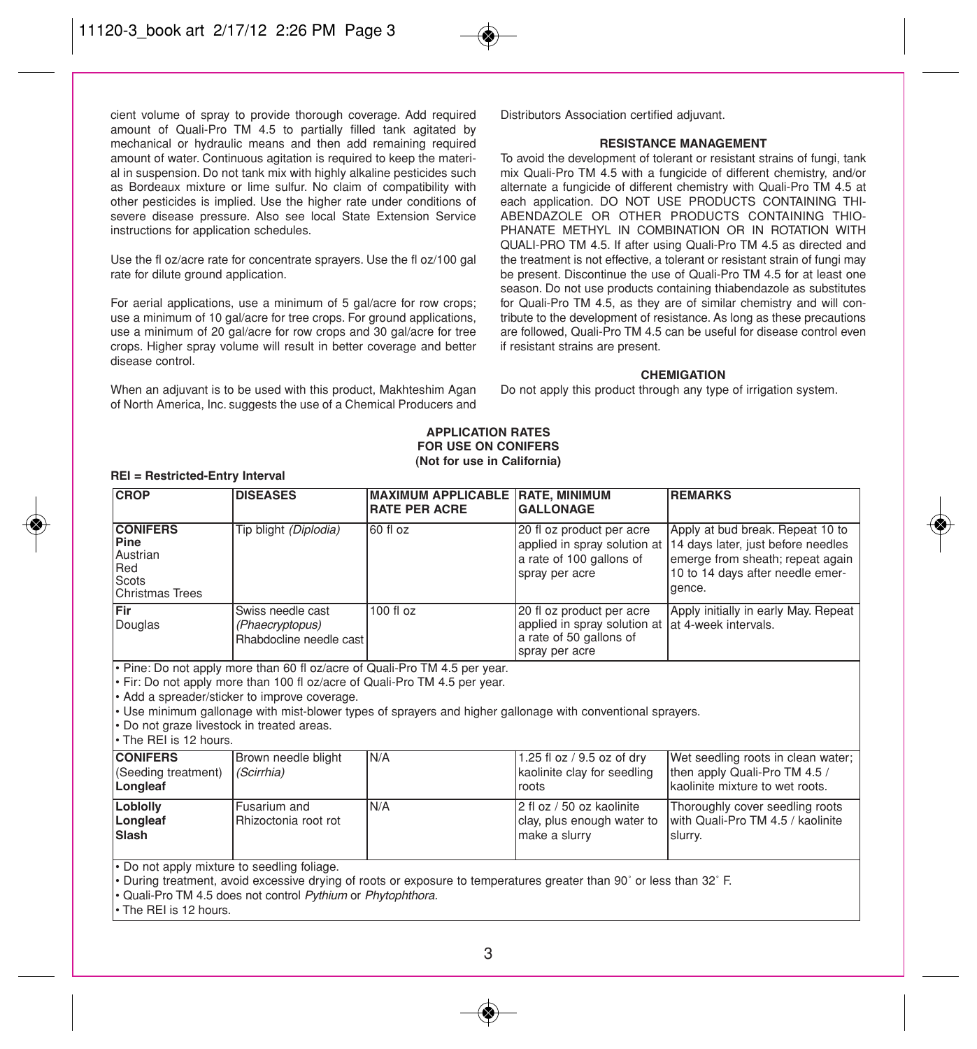cient volume of spray to provide thorough coverage. Add required amount of Quali-Pro TM 4.5 to partially filled tank agitated by mechanical or hydraulic means and then add remaining required amount of water. Continuous agitation is required to keep the material in suspension. Do not tank mix with highly alkaline pesticides such as Bordeaux mixture or lime sulfur. No claim of compatibility with other pesticides is implied. Use the higher rate under conditions of severe disease pressure. Also see local State Extension Service instructions for application schedules.

Use the fl oz/acre rate for concentrate sprayers. Use the fl oz/100 gal rate for dilute ground application.

For aerial applications, use a minimum of 5 gal/acre for row crops; use a minimum of 10 gal/acre for tree crops. For ground applications, use a minimum of 20 gal/acre for row crops and 30 gal/acre for tree crops. Higher spray volume will result in better coverage and better disease control.

When an adjuvant is to be used with this product, Makhteshim Agan of North America, Inc. suggests the use of a Chemical Producers and Distributors Association certified adjuvant.

**RESISTANCE MANAGEMENT**

To avoid the development of tolerant or resistant strains of fungi, tank mix Quali-Pro TM 4.5 with a fungicide of different chemistry, and/or alternate a fungicide of different chemistry with Quali-Pro TM 4.5 at each application. DO NOT USE PRODUCTS CONTAINING THIABENDAZOLE OR OTHER PRODUCTS CONTAINING THIOPHANATE METHYL IN COMBINATION OR IN ROTATION WITH QUALI-PRO TM 4.5. If after using Quali-Pro TM 4.5 as directed and the treatment is not effective, a tolerant or resistant strain of fungi may be present. Discontinue the use of Quali-Pro TM 4.5 for at least one season. Do not use products containing thiabendazole as substitutes for Quali-Pro TM 4.5, as they are of similar chemistry and will contribute to the development of resistance. As long as these precautions are followed, Quali-Pro TM 4.5 can be useful for disease control even if resistant strains are present.

**CHEMIGATION**

Do not apply this product through any type of irrigation system.

**APPLICATION RATES**
**FOR USE ON CONIFERS**
**(Not for use in California)**

**REI = Restricted-Entry Interval**

| CROP | DISEASES | MAXIMUM APPLICABLE RATE PER ACRE | RATE, MINIMUM GALLONAGE | REMARKS |
|---|---|---|---|---|
| **CONIFERS** **Pine** Austrian Red Scots Christmas Trees | Tip blight *(Diplodia)* | 60 fl oz | 20 fl oz product per acre applied in spray solution at a rate of 100 gallons of spray per acre | Apply at bud break. Repeat 10 to 14 days later, just before needles emerge from sheath; repeat again 10 to 14 days after needle emergence. |
| **Fir** Douglas | Swiss needle cast *(Phaecryptopus)* Rhabdocline needle cast | 100 fl oz | 20 fl oz product per acre applied in spray solution at a rate of 50 gallons of spray per acre | Apply initially in early May. Repeat at 4-week intervals. |
| • Pine: Do not apply more than 60 fl oz/acre of Quali-Pro TM 4.5 per year.<br>• Fir: Do not apply more than 100 fl oz/acre of Quali-Pro TM 4.5 per year.<br>• Add a spreader/sticker to improve coverage.<br>• Use minimum gallonage with mist-blower types of sprayers and higher gallonage with conventional sprayers.<br>• Do not graze livestock in treated areas.<br>• The REI is 12 hours. | | | | |
| **CONIFERS** (Seeding treatment) **Longleaf** | Brown needle blight *(Scirrhia)* | N/A | 1.25 fl oz / 9.5 oz of dry kaolinite clay for seedling roots | Wet seedling roots in clean water; then apply Quali-Pro TM 4.5 / kaolinite mixture to wet roots. |
| **Loblolly** **Longleaf** **Slash** | Fusarium and Rhizoctonia root rot | N/A | 2 fl oz / 50 oz kaolinite clay, plus enough water to make a slurry | Thoroughly cover seedling roots with Quali-Pro TM 4.5 / kaolinite slurry. |
| • Do not apply mixture to seedling foliage.<br>• During treatment, avoid excessive drying of roots or exposure to temperatures greater than 90˚ or less than 32˚ F.<br>• Quali-Pro TM 4.5 does not control *Pythium* or *Phytophthora.*<br>• The REI is 12 hours. | | | | |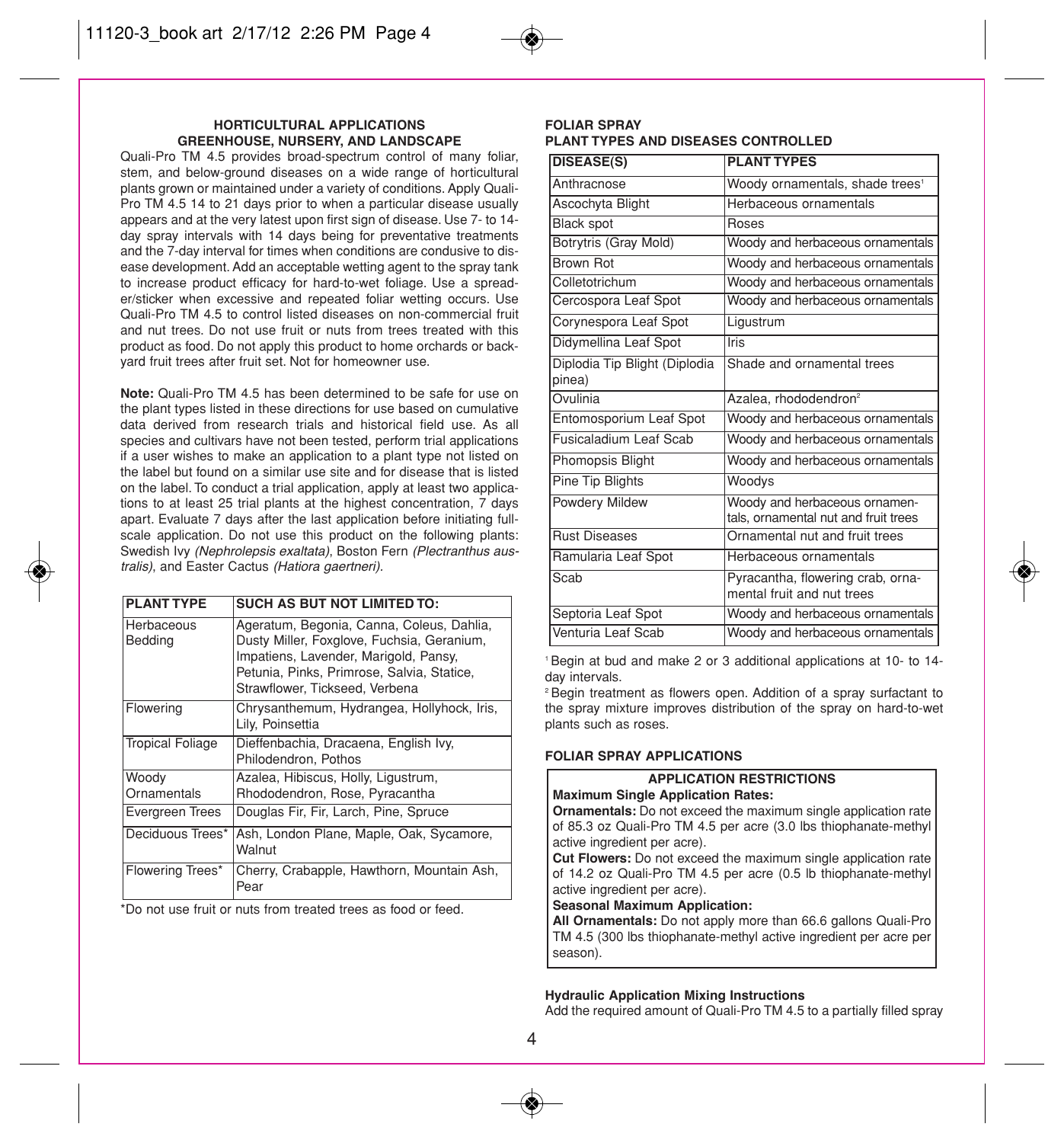## HORTICULTURAL APPLICATIONS
## GREENHOUSE, NURSERY, AND LANDSCAPE

Quali-Pro TM 4.5 provides broad-spectrum control of many foliar, stem, and below-ground diseases on a wide range of horticultural plants grown or maintained under a variety of conditions. Apply Quali-Pro TM 4.5 14 to 21 days prior to when a particular disease usually appears and at the very latest upon first sign of disease. Use 7- to 14-day spray intervals with 14 days being for preventative treatments and the 7-day interval for times when conditions are condusive to disease development. Add an acceptable wetting agent to the spray tank to increase product efficacy for hard-to-wet foliage. Use a spreader/sticker when excessive and repeated foliar wetting occurs. Use Quali-Pro TM 4.5 to control listed diseases on non-commercial fruit and nut trees. Do not use fruit or nuts from trees treated with this product as food. Do not apply this product to home orchards or backyard fruit trees after fruit set. Not for homeowner use.

**Note:** Quali-Pro TM 4.5 has been determined to be safe for use on the plant types listed in these directions for use based on cumulative data derived from research trials and historical field use. As all species and cultivars have not been tested, perform trial applications if a user wishes to make an application to a plant type not listed on the label but found on a similar use site and for disease that is listed on the label. To conduct a trial application, apply at least two applications to at least 25 trial plants at the highest concentration, 7 days apart. Evaluate 7 days after the last application before initiating full-scale application. Do not use this product on the following plants: Swedish Ivy *(Nephrolepsis exaltata)*, Boston Fern *(Plectranthus australis)*, and Easter Cactus *(Hatiora gaertneri)*.

| PLANT TYPE | SUCH AS BUT NOT LIMITED TO: |
|---|---|
| Herbaceous Bedding | Ageratum, Begonia, Canna, Coleus, Dahlia, Dusty Miller, Foxglove, Fuchsia, Geranium, Impatiens, Lavender, Marigold, Pansy, Petunia, Pinks, Primrose, Salvia, Statice, Strawflower, Tickseed, Verbena |
| Flowering | Chrysanthemum, Hydrangea, Hollyhock, Iris, Lily, Poinsettia |
| Tropical Foliage | Dieffenbachia, Dracaena, English Ivy, Philodendron, Pothos |
| Woody Ornamentals | Azalea, Hibiscus, Holly, Ligustrum, Rhododendron, Rose, Pyracantha |
| Evergreen Trees | Douglas Fir, Fir, Larch, Pine, Spruce |
| Deciduous Trees* | Ash, London Plane, Maple, Oak, Sycamore, Walnut |
| Flowering Trees* | Cherry, Crabapple, Hawthorn, Mountain Ash, Pear |

*Do not use fruit or nuts from treated trees as food or feed.

## FOLIAR SPRAY
## PLANT TYPES AND DISEASES CONTROLLED

| DISEASE(S) | PLANT TYPES |
|---|---|
| Anthracnose | Woody ornamentals, shade trees[1] |
| Ascochyta Blight | Herbaceous ornamentals |
| Black spot | Roses |
| Botrytris (Gray Mold) | Woody and herbaceous ornamentals |
| Brown Rot | Woody and herbaceous ornamentals |
| Colletotrichum | Woody and herbaceous ornamentals |
| Cercospora Leaf Spot | Woody and herbaceous ornamentals |
| Corynespora Leaf Spot | Ligustrum |
| Didymellina Leaf Spot | Iris |
| Diplodia Tip Blight (Diplodia pinea) | Shade and ornamental trees |
| Ovulinia | Azalea, rhododendron[2] |
| Entomosporium Leaf Spot | Woody and herbaceous ornamentals |
| Fusicaladium Leaf Scab | Woody and herbaceous ornamentals |
| Phomopsis Blight | Woody and herbaceous ornamentals |
| Pine Tip Blights | Woodys |
| Powdery Mildew | Woody and herbaceous ornamentals, ornamental nut and fruit trees |
| Rust Diseases | Ornamental nut and fruit trees |
| Ramularia Leaf Spot | Herbaceous ornamentals |
| Scab | Pyracantha, flowering crab, ornamental fruit and nut trees |
| Septoria Leaf Spot | Woody and herbaceous ornamentals |
| Venturia Leaf Scab | Woody and herbaceous ornamentals |

[1] Begin at bud and make 2 or 3 additional applications at 10- to 14-day intervals.

[2] Begin treatment as flowers open. Addition of a spray surfactant to the spray mixture improves distribution of the spray on hard-to-wet plants such as roses.

## FOLIAR SPRAY APPLICATIONS

**APPLICATION RESTRICTIONS**

**Maximum Single Application Rates:**

**Ornamentals:** Do not exceed the maximum single application rate of 85.3 oz Quali-Pro TM 4.5 per acre (3.0 lbs thiophanate-methyl active ingredient per acre).

**Cut Flowers:** Do not exceed the maximum single application rate of 14.2 oz Quali-Pro TM 4.5 per acre (0.5 lb thiophanate-methyl active ingredient per acre).

**Seasonal Maximum Application:**

**All Ornamentals:** Do not apply more than 66.6 gallons Quali-Pro TM 4.5 (300 lbs thiophanate-methyl active ingredient per acre per season).

**Hydraulic Application Mixing Instructions**

Add the required amount of Quali-Pro TM 4.5 to a partially filled spray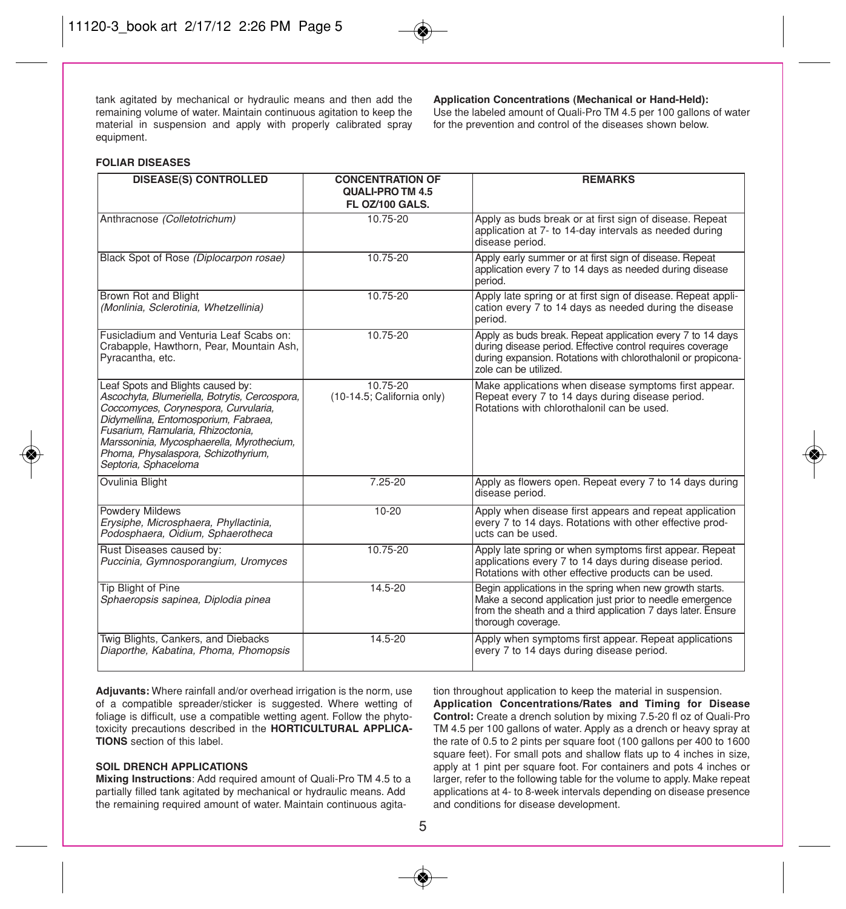tank agitated by mechanical or hydraulic means and then add the remaining volume of water. Maintain continuous agitation to keep the material in suspension and apply with properly calibrated spray equipment.

**Application Concentrations (Mechanical or Hand-Held):**
Use the labeled amount of Quali-Pro TM 4.5 per 100 gallons of water for the prevention and control of the diseases shown below.

**FOLIAR DISEASES**

| DISEASE(S) CONTROLLED | CONCENTRATION OF QUALI-PRO TM 4.5 FL OZ/100 GALS. | REMARKS |
|---|---|---|
| Anthracnose *(Colletotrichum)* | 10.75-20 | Apply as buds break or at first sign of disease. Repeat application at 7- to 14-day intervals as needed during disease period. |
| Black Spot of Rose *(Diplocarpon rosae)* | 10.75-20 | Apply early summer or at first sign of disease. Repeat application every 7 to 14 days as needed during disease period. |
| Brown Rot and Blight *(Monlinia, Sclerotinia, Whetzellinia)* | 10.75-20 | Apply late spring or at first sign of disease. Repeat application every 7 to 14 days as needed during the disease period. |
| Fusicladium and Venturia Leaf Scabs on: Crabapple, Hawthorn, Pear, Mountain Ash, Pyracantha, etc. | 10.75-20 | Apply as buds break. Repeat application every 7 to 14 days during disease period. Effective control requires coverage during expansion. Rotations with chlorothalonil or propiconazole can be utilized. |
| Leaf Spots and Blights caused by: *Ascochyta, Blumeriella, Botrytis, Cercospora, Coccomyces, Corynespora, Curvularia, Didymellina, Entomosporium, Fabraea, Fusarium, Ramularia, Rhizoctonia, Marssoninia, Mycosphaerella, Myrothecium, Phoma, Physalaspora, Schizothyrium, Septoria, Sphaceloma* | 10.75-20 (10-14.5; California only) | Make applications when disease symptoms first appear. Repeat every 7 to 14 days during disease period. Rotations with chlorothalonil can be used. |
| Ovulinia Blight | 7.25-20 | Apply as flowers open. Repeat every 7 to 14 days during disease period. |
| Powdery Mildews *Erysiphe, Microsphaera, Phyllactinia, Podosphaera, Oidium, Sphaerotheca* | 10-20 | Apply when disease first appears and repeat application every 7 to 14 days. Rotations with other effective products can be used. |
| Rust Diseases caused by: *Puccinia, Gymnosporangium, Uromyces* | 10.75-20 | Apply late spring or when symptoms first appear. Repeat applications every 7 to 14 days during disease period. Rotations with other effective products can be used. |
| Tip Blight of Pine *Sphaeropsis sapinea, Diplodia pinea* | 14.5-20 | Begin applications in the spring when new growth starts. Make a second application just prior to needle emergence from the sheath and a third application 7 days later. Ensure thorough coverage. |
| Twig Blights, Cankers, and Diebacks *Diaporthe, Kabatina, Phoma, Phomopsis* | 14.5-20 | Apply when symptoms first appear. Repeat applications every 7 to 14 days during disease period. |

**Adjuvants:** Where rainfall and/or overhead irrigation is the norm, use of a compatible spreader/sticker is suggested. Where wetting of foliage is difficult, use a compatible wetting agent. Follow the phytotoxicity precautions described in the **HORTICULTURAL APPLICATIONS** section of this label.

**SOIL DRENCH APPLICATIONS**

**Mixing Instructions**: Add required amount of Quali-Pro TM 4.5 to a partially filled tank agitated by mechanical or hydraulic means. Add the remaining required amount of water. Maintain continuous agitation throughout application to keep the material in suspension.

**Application Concentrations/Rates and Timing for Disease Control:** Create a drench solution by mixing 7.5-20 fl oz of Quali-Pro TM 4.5 per 100 gallons of water. Apply as a drench or heavy spray at the rate of 0.5 to 2 pints per square foot (100 gallons per 400 to 1600 square feet). For small pots and shallow flats up to 4 inches in size, apply at 1 pint per square foot. For containers and pots 4 inches or larger, refer to the following table for the volume to apply. Make repeat applications at 4- to 8-week intervals depending on disease presence and conditions for disease development.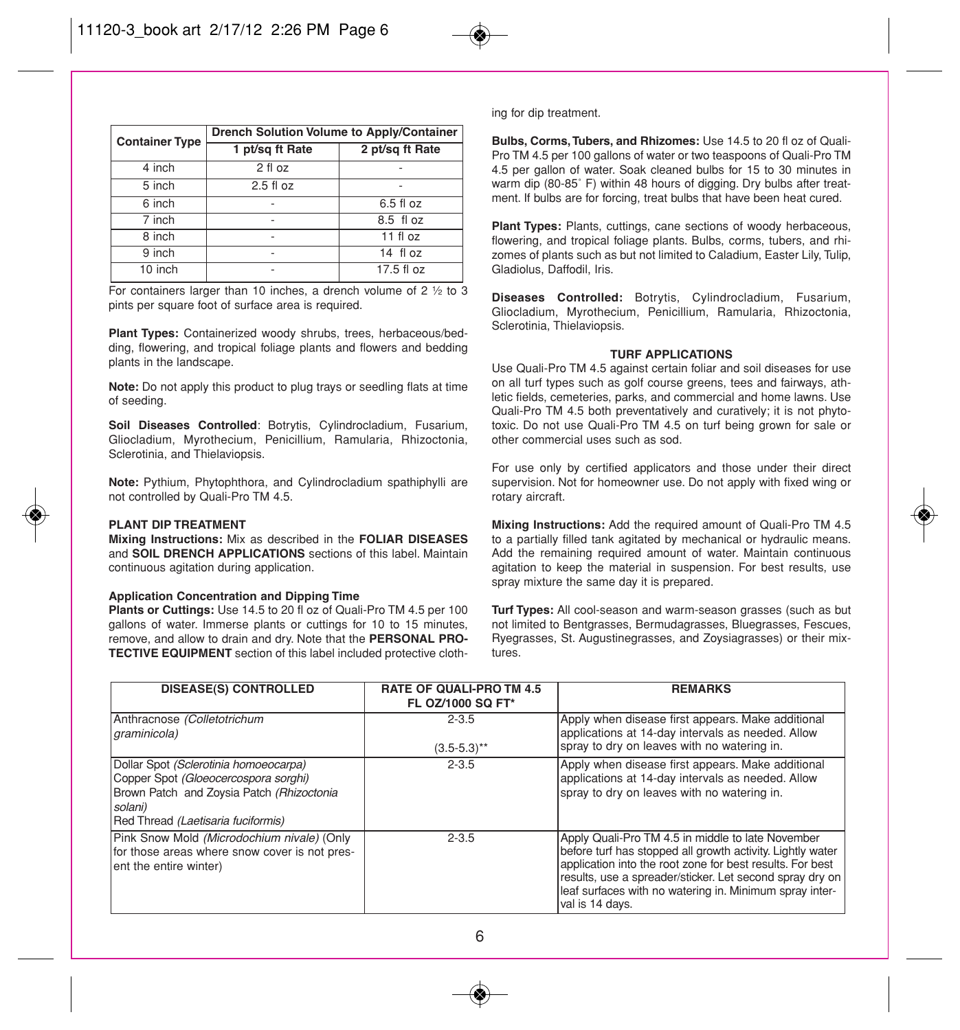| Container Type | Drench Solution Volume to Apply/Container | |
|---|---|---|
| | 1 pt/sq ft Rate | 2 pt/sq ft Rate |
| 4 inch | 2 fl oz | - |
| 5 inch | 2.5 fl oz | - |
| 6 inch | - | 6.5 fl oz |
| 7 inch | - | 8.5 fl oz |
| 8 inch | - | 11 fl oz |
| 9 inch | - | 14 fl oz |
| 10 inch | - | 17.5 fl oz |

For containers larger than 10 inches, a drench volume of 2 ½ to 3 pints per square foot of surface area is required.

**Plant Types:** Containerized woody shrubs, trees, herbaceous/bedding, flowering, and tropical foliage plants and flowers and bedding plants in the landscape.

**Note:** Do not apply this product to plug trays or seedling flats at time of seeding.

**Soil Diseases Controlled**: Botrytis, Cylindrocladium, Fusarium, Gliocladium, Myrothecium, Penicillium, Ramularia, Rhizoctonia, Sclerotinia, and Thielaviopsis.

**Note:** Pythium, Phytophthora, and Cylindrocladium spathiphylli are not controlled by Quali-Pro TM 4.5.

**PLANT DIP TREATMENT**

**Mixing Instructions:** Mix as described in the **FOLIAR DISEASES** and **SOIL DRENCH APPLICATIONS** sections of this label. Maintain continuous agitation during application.

**Application Concentration and Dipping Time**

**Plants or Cuttings:** Use 14.5 to 20 fl oz of Quali-Pro TM 4.5 per 100 gallons of water. Immerse plants or cuttings for 10 to 15 minutes, remove, and allow to drain and dry. Note that the **PERSONAL PROTECTIVE EQUIPMENT** section of this label included protective clothing for dip treatment.

**Bulbs, Corms, Tubers, and Rhizomes:** Use 14.5 to 20 fl oz of Quali-Pro TM 4.5 per 100 gallons of water or two teaspoons of Quali-Pro TM 4.5 per gallon of water. Soak cleaned bulbs for 15 to 30 minutes in warm dip (80-85˚ F) within 48 hours of digging. Dry bulbs after treatment. If bulbs are for forcing, treat bulbs that have been heat cured.

**Plant Types:** Plants, cuttings, cane sections of woody herbaceous, flowering, and tropical foliage plants. Bulbs, corms, tubers, and rhizomes of plants such as but not limited to Caladium, Easter Lily, Tulip, Gladiolus, Daffodil, Iris.

**Diseases Controlled:** Botrytis, Cylindrocladium, Fusarium, Gliocladium, Myrothecium, Penicillium, Ramularia, Rhizoctonia, Sclerotinia, Thielaviopsis.

**TURF APPLICATIONS**

Use Quali-Pro TM 4.5 against certain foliar and soil diseases for use on all turf types such as golf course greens, tees and fairways, athletic fields, cemeteries, parks, and commercial and home lawns. Use Quali-Pro TM 4.5 both preventatively and curatively; it is not phytotoxic. Do not use Quali-Pro TM 4.5 on turf being grown for sale or other commercial uses such as sod.

For use only by certified applicators and those under their direct supervision. Not for homeowner use. Do not apply with fixed wing or rotary aircraft.

**Mixing Instructions:** Add the required amount of Quali-Pro TM 4.5 to a partially filled tank agitated by mechanical or hydraulic means. Add the remaining required amount of water. Maintain continuous agitation to keep the material in suspension. For best results, use spray mixture the same day it is prepared.

**Turf Types:** All cool-season and warm-season grasses (such as but not limited to Bentgrasses, Bermudagrasses, Bluegrasses, Fescues, Ryegrasses, St. Augustinegrasses, and Zoysiagrasses) or their mixtures.

| DISEASE(S) CONTROLLED | RATE OF QUALI-PRO TM 4.5 FL OZ/1000 SQ FT* | REMARKS |
|---|---|---|
| Anthracnose *(Colletotrichum graminicola)* | 2-3.5<br>(3.5-5.3)** | Apply when disease first appears. Make additional applications at 14-day intervals as needed. Allow spray to dry on leaves with no watering in. |
| Dollar Spot *(Sclerotinia homoeocarpa)*<br>Copper Spot *(Gloeocercospora sorghi)*<br>Brown Patch and Zoysia Patch *(Rhizoctonia solani)*<br>Red Thread *(Laetisaria fuciformis)* | 2-3.5 | Apply when disease first appears. Make additional applications at 14-day intervals as needed. Allow spray to dry on leaves with no watering in. |
| Pink Snow Mold *(Microdochium nivale)* (Only for those areas where snow cover is not present the entire winter) | 2-3.5 | Apply Quali-Pro TM 4.5 in middle to late November before turf has stopped all growth activity. Lightly water application into the root zone for best results. For best results, use a spreader/sticker. Let second spray dry on leaf surfaces with no watering in. Minimum spray interval is 14 days. |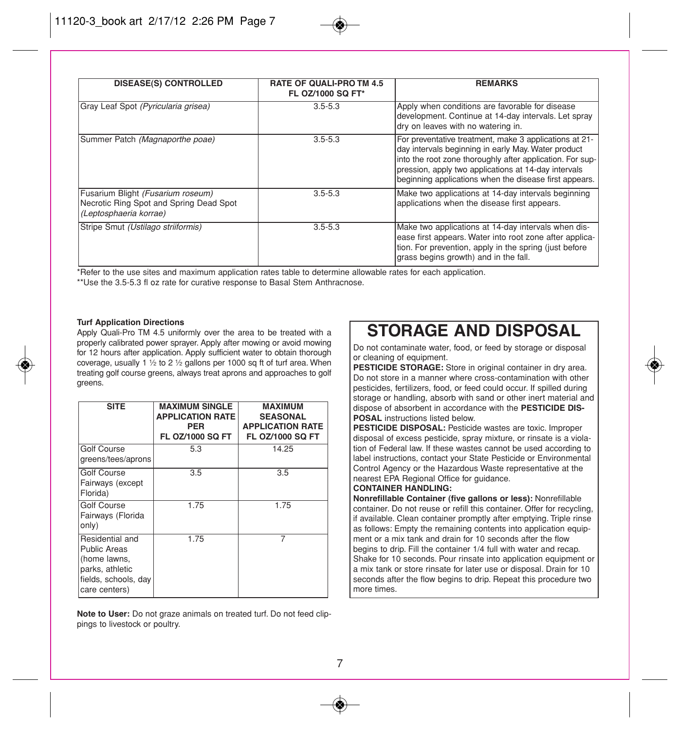| DISEASE(S) CONTROLLED | RATE OF QUALI-PRO TM 4.5 FL OZ/1000 SQ FT* | REMARKS |
|---|---|---|
| Gray Leaf Spot *(Pyricularia grisea)* | 3.5-5.3 | Apply when conditions are favorable for disease development. Continue at 14-day intervals. Let spray dry on leaves with no watering in. |
| Summer Patch *(Magnaporthe poae)* | 3.5-5.3 | For preventative treatment, make 3 applications at 21-day intervals beginning in early May. Water product into the root zone thoroughly after application. For suppression, apply two applications at 14-day intervals beginning applications when the disease first appears. |
| Fusarium Blight *(Fusarium roseum)* Necrotic Ring Spot and Spring Dead Spot *(Leptosphaeria korrae)* | 3.5-5.3 | Make two applications at 14-day intervals beginning applications when the disease first appears. |
| Stripe Smut *(Ustilago striiformis)* | 3.5-5.3 | Make two applications at 14-day intervals when disease first appears. Water into root zone after application. For prevention, apply in the spring (just before grass begins growth) and in the fall. |

*Refer to the use sites and maximum application rates table to determine allowable rates for each application.

**Use the 3.5-5.3 fl oz rate for curative response to Basal Stem Anthracnose.

**Turf Application Directions**

Apply Quali-Pro TM 4.5 uniformly over the area to be treated with a properly calibrated power sprayer. Apply after mowing or avoid mowing for 12 hours after application. Apply sufficient water to obtain thorough coverage, usually 1 ½ to 2 ½ gallons per 1000 sq ft of turf area. When treating golf course greens, always treat aprons and approaches to golf greens.

| SITE | MAXIMUM SINGLE APPLICATION RATE PER FL OZ/1000 SQ FT | MAXIMUM SEASONAL APPLICATION RATE FL OZ/1000 SQ FT |
|---|---|---|
| Golf Course greens/tees/aprons | 5.3 | 14.25 |
| Golf Course Fairways (except Florida) | 3.5 | 3.5 |
| Golf Course Fairways (Florida only) | 1.75 | 1.75 |
| Residential and Public Areas (home lawns, parks, athletic fields, schools, day care centers) | 1.75 | 7 |

**Note to User:** Do not graze animals on treated turf. Do not feed clippings to livestock or poultry.

# STORAGE AND DISPOSAL

Do not contaminate water, food, or feed by storage or disposal or cleaning of equipment.

**PESTICIDE STORAGE:** Store in original container in dry area. Do not store in a manner where cross-contamination with other pesticides, fertilizers, food, or feed could occur. If spilled during storage or handling, absorb with sand or other inert material and dispose of absorbent in accordance with the **PESTICIDE DISPOSAL** instructions listed below.

**PESTICIDE DISPOSAL:** Pesticide wastes are toxic. Improper disposal of excess pesticide, spray mixture, or rinsate is a violation of Federal law. If these wastes cannot be used according to label instructions, contact your State Pesticide or Environmental Control Agency or the Hazardous Waste representative at the nearest EPA Regional Office for guidance.

**CONTAINER HANDLING:**

**Nonrefillable Container (five gallons or less):** Nonrefillable container. Do not reuse or refill this container. Offer for recycling, if available. Clean container promptly after emptying. Triple rinse as follows: Empty the remaining contents into application equipment or a mix tank and drain for 10 seconds after the flow begins to drip. Fill the container 1/4 full with water and recap. Shake for 10 seconds. Pour rinsate into application equipment or a mix tank or store rinsate for later use or disposal. Drain for 10 seconds after the flow begins to drip. Repeat this procedure two more times.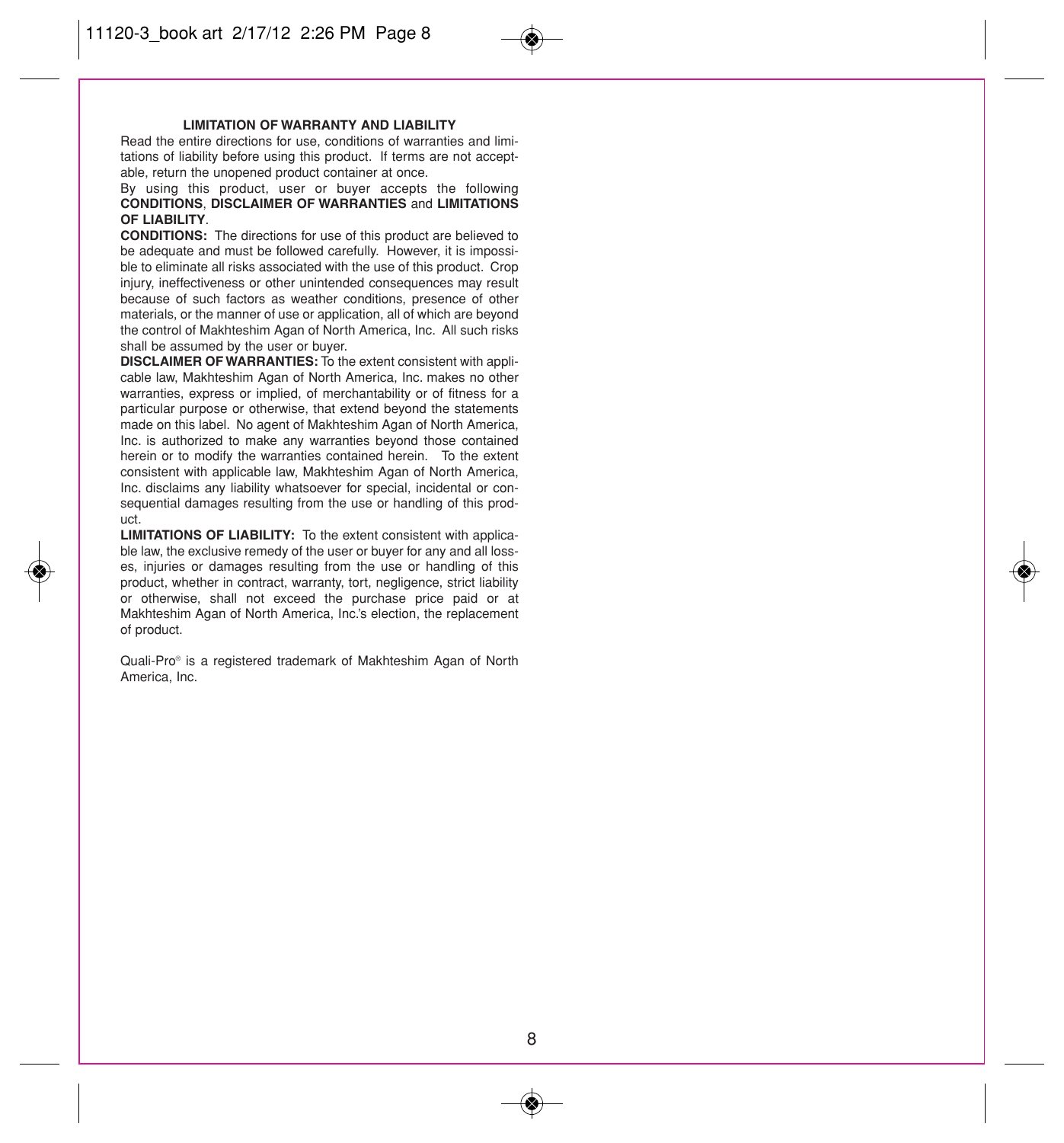## LIMITATION OF WARRANTY AND LIABILITY

Read the entire directions for use, conditions of warranties and limitations of liability before using this product. If terms are not acceptable, return the unopened product container at once.

By using this product, user or buyer accepts the following **CONDITIONS**, **DISCLAIMER OF WARRANTIES** and **LIMITATIONS OF LIABILITY**.

**CONDITIONS:** The directions for use of this product are believed to be adequate and must be followed carefully. However, it is impossible to eliminate all risks associated with the use of this product. Crop injury, ineffectiveness or other unintended consequences may result because of such factors as weather conditions, presence of other materials, or the manner of use or application, all of which are beyond the control of Makhteshim Agan of North America, Inc. All such risks shall be assumed by the user or buyer.

**DISCLAIMER OF WARRANTIES:** To the extent consistent with applicable law, Makhteshim Agan of North America, Inc. makes no other warranties, express or implied, of merchantability or of fitness for a particular purpose or otherwise, that extend beyond the statements made on this label. No agent of Makhteshim Agan of North America, Inc. is authorized to make any warranties beyond those contained herein or to modify the warranties contained herein. To the extent consistent with applicable law, Makhteshim Agan of North America, Inc. disclaims any liability whatsoever for special, incidental or consequential damages resulting from the use or handling of this product.

**LIMITATIONS OF LIABILITY:** To the extent consistent with applicable law, the exclusive remedy of the user or buyer for any and all losses, injuries or damages resulting from the use or handling of this product, whether in contract, warranty, tort, negligence, strict liability or otherwise, shall not exceed the purchase price paid or at Makhteshim Agan of North America, Inc.'s election, the replacement of product.

Quali-Pro® is a registered trademark of Makhteshim Agan of North America, Inc.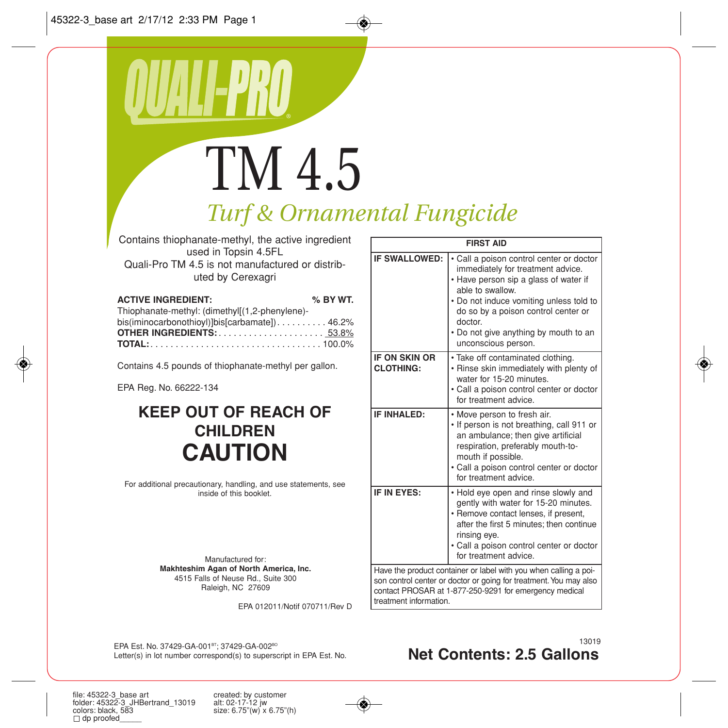# QUALI-PRO®

# TM 4.5

## *Turf & Ornamental Fungicide*

Contains thiophanate-methyl, the active ingredient used in Topsin 4.5FL
Quali-Pro TM 4.5 is not manufactured or distributed by Cerexagri

| **ACTIVE INGREDIENT:** | **% BY WT.** |
|---|---|
| Thiophanate-methyl: (dimethyl[(1,2-phenylene)-bis(iminocarbonothioyl)]bis[carbamate]) | 46.2% |
| **OTHER INGREDIENTS:** | 53.8% |
| **TOTAL:** | 100.0% |

Contains 4.5 pounds of thiophanate-methyl per gallon.

EPA Reg. No. 66222-134

## KEEP OUT OF REACH OF CHILDREN
## CAUTION

For additional precautionary, handling, and use statements, see inside of this booklet.

Manufactured for:
**Makhteshim Agan of North America, Inc.**
4515 Falls of Neuse Rd., Suite 300
Raleigh, NC 27609

EPA 012011/Notif 070711/Rev D

| FIRST AID | |
|---|---|
| **IF SWALLOWED:** | • Call a poison control center or doctor immediately for treatment advice.<br>• Have person sip a glass of water if able to swallow.<br>• Do not induce vomiting unless told to do so by a poison control center or doctor.<br>• Do not give anything by mouth to an unconscious person. |
| **IF ON SKIN OR CLOTHING:** | • Take off contaminated clothing.<br>• Rinse skin immediately with plenty of water for 15-20 minutes.<br>• Call a poison control center or doctor for treatment advice. |
| **IF INHALED:** | • Move person to fresh air.<br>• If person is not breathing, call 911 or an ambulance; then give artificial respiration, preferably mouth-to-mouth if possible.<br>• Call a poison control center or doctor for treatment advice. |
| **IF IN EYES:** | • Hold eye open and rinse slowly and gently with water for 15-20 minutes.<br>• Remove contact lenses, if present, after the first 5 minutes; then continue rinsing eye.<br>• Call a poison control center or doctor for treatment advice. |

Have the product container or label with you when calling a poison control center or doctor or going for treatment. You may also contact PROSAR at 1-877-250-9291 for emergency medical treatment information.

EPA Est. No. 37429-GA-001[BT]; 37429-GA-002[BO]
Letter(s) in lot number correspond(s) to superscript in EPA Est. No.

13019

**Net Contents: 2.5 Gallons**